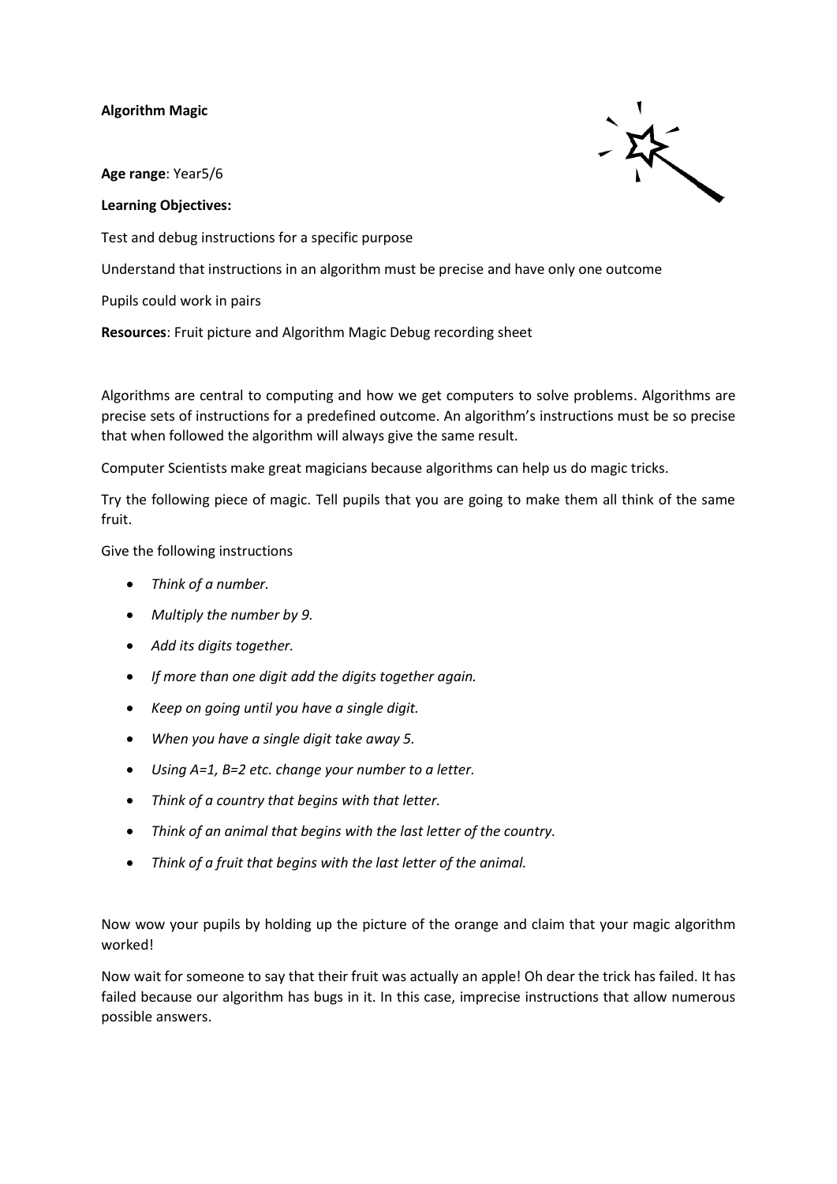**Algorithm Magic**

**Age range**: Year5/6

**Learning Objectives:**

Test and debug instructions for a specific purpose

Understand that instructions in an algorithm must be precise and have only one outcome

Pupils could work in pairs

**Resources**: Fruit picture and Algorithm Magic Debug recording sheet

Algorithms are central to computing and how we get computers to solve problems. Algorithms are precise sets of instructions for a predefined outcome. An algorithm's instructions must be so precise that when followed the algorithm will always give the same result.

Computer Scientists make great magicians because algorithms can help us do magic tricks.

Try the following piece of magic. Tell pupils that you are going to make them all think of the same fruit.

Give the following instructions

- *Think of a number.*
- *Multiply the number by 9.*
- *Add its digits together.*
- *If more than one digit add the digits together again.*
- *Keep on going until you have a single digit.*
- *When you have a single digit take away 5.*
- *Using A=1, B=2 etc. change your number to a letter.*
- *Think of a country that begins with that letter.*
- *Think of an animal that begins with the last letter of the country.*
- *Think of a fruit that begins with the last letter of the animal.*

Now wow your pupils by holding up the picture of the orange and claim that your magic algorithm worked!

Now wait for someone to say that their fruit was actually an apple! Oh dear the trick has failed. It has failed because our algorithm has bugs in it. In this case, imprecise instructions that allow numerous possible answers.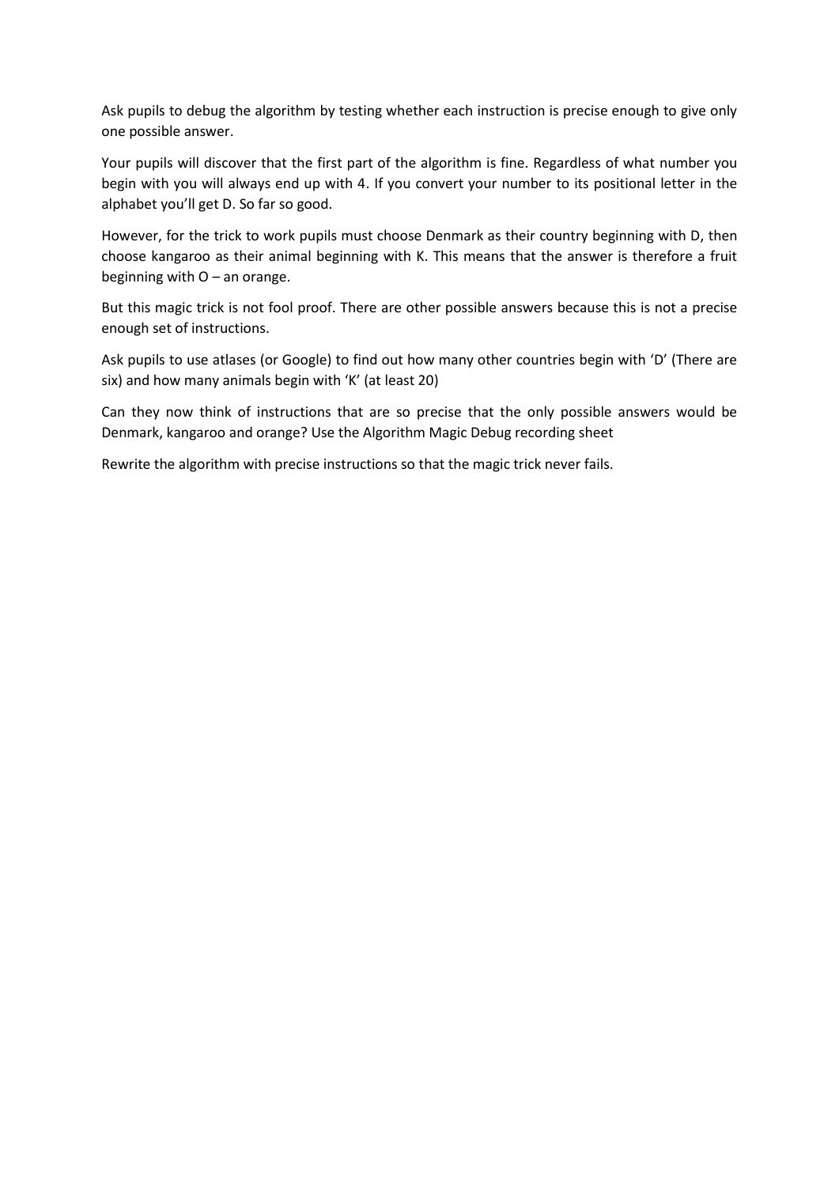Ask pupils to debug the algorithm by testing whether each instruction is precise enough to give only one possible answer.

Your pupils will discover that the first part of the algorithm is fine. Regardless of what number you begin with you will always end up with 4. If you convert your number to its positional letter in the alphabet you'll get D. So far so good.

However, for the trick to work pupils must choose Denmark as their country beginning with D, then choose kangaroo as their animal beginning with K. This means that the answer is therefore a fruit beginning with O – an orange.

But this magic trick is not fool proof. There are other possible answers because this is not a precise enough set of instructions.

Ask pupils to use atlases (or Google) to find out how many other countries begin with 'D' (There are six) and how many animals begin with 'K' (at least 20)

Can they now think of instructions that are so precise that the only possible answers would be Denmark, kangaroo and orange? Use the Algorithm Magic Debug recording sheet

Rewrite the algorithm with precise instructions so that the magic trick never fails.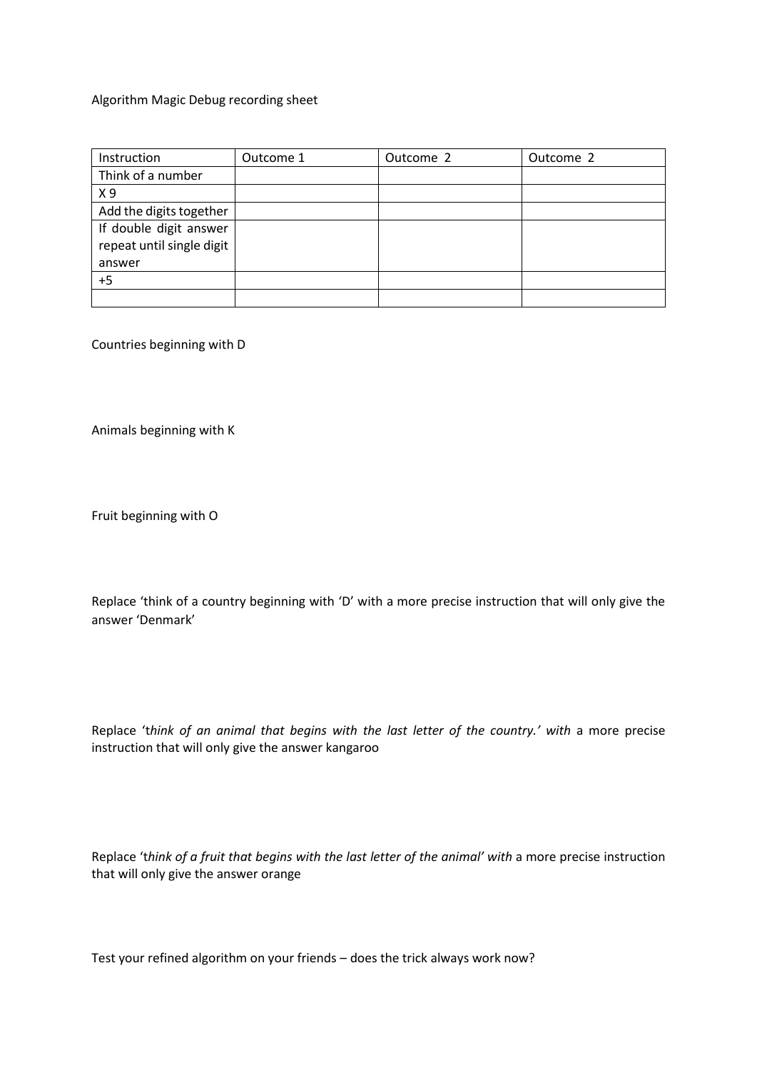Algorithm Magic Debug recording sheet

| Instruction | Outcome 1 | Outcome 2 | Outcome 2 |
|---|---|---|---|
| Think of a number | | | |
| X 9 | | | |
| Add the digits together | | | |
| If double digit answer repeat until single digit answer | | | |
| +5 | | | |
| | | | |

Countries beginning with D

Animals beginning with K

Fruit beginning with O

Replace 'think of a country beginning with 'D' with a more precise instruction that will only give the answer 'Denmark'

Replace '*think of an animal that begins with the last letter of the country.' with* a more precise instruction that will only give the answer kangaroo

Replace '*think of a fruit that begins with the last letter of the animal' with* a more precise instruction that will only give the answer orange

Test your refined algorithm on your friends – does the trick always work now?